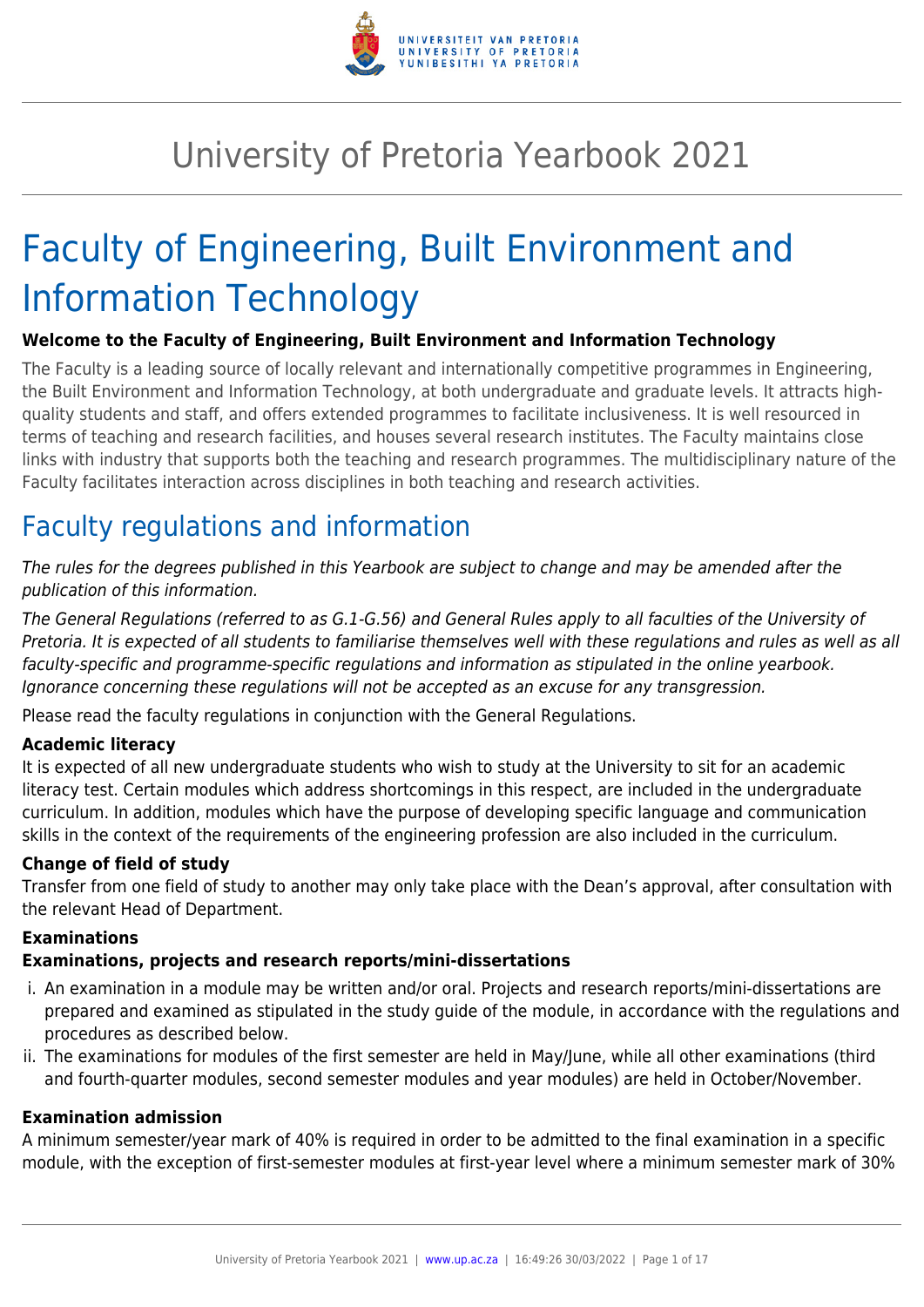# University of Pretoria Yearbook 2021

# Faculty of Engineering, Built Environment and Information Technology

**Welcome to the Faculty of Engineering, Built Environment and Information Technology**

The Faculty is a leading source of locally relevant and internationally competitive programmes in Engineering, the Built Environment and Information Technology, at both undergraduate and graduate levels. It attracts high-quality students and staff, and offers extended programmes to facilitate inclusiveness. It is well resourced in terms of teaching and research facilities, and houses several research institutes. The Faculty maintains close links with industry that supports both the teaching and research programmes. The multidisciplinary nature of the Faculty facilitates interaction across disciplines in both teaching and research activities.

## Faculty regulations and information

*The rules for the degrees published in this Yearbook are subject to change and may be amended after the publication of this information.*

*The General Regulations (referred to as G.1-G.56) and General Rules apply to all faculties of the University of Pretoria. It is expected of all students to familiarise themselves well with these regulations and rules as well as all faculty-specific and programme-specific regulations and information as stipulated in the online yearbook. Ignorance concerning these regulations will not be accepted as an excuse for any transgression.*

Please read the faculty regulations in conjunction with the General Regulations.

**Academic literacy**

It is expected of all new undergraduate students who wish to study at the University to sit for an academic literacy test. Certain modules which address shortcomings in this respect, are included in the undergraduate curriculum. In addition, modules which have the purpose of developing specific language and communication skills in the context of the requirements of the engineering profession are also included in the curriculum.

**Change of field of study**

Transfer from one field of study to another may only take place with the Dean's approval, after consultation with the relevant Head of Department.

**Examinations**

**Examinations, projects and research reports/mini-dissertations**

i. An examination in a module may be written and/or oral. Projects and research reports/mini-dissertations are prepared and examined as stipulated in the study guide of the module, in accordance with the regulations and procedures as described below.
ii. The examinations for modules of the first semester are held in May/June, while all other examinations (third and fourth-quarter modules, second semester modules and year modules) are held in October/November.

**Examination admission**

A minimum semester/year mark of 40% is required in order to be admitted to the final examination in a specific module, with the exception of first-semester modules at first-year level where a minimum semester mark of 30%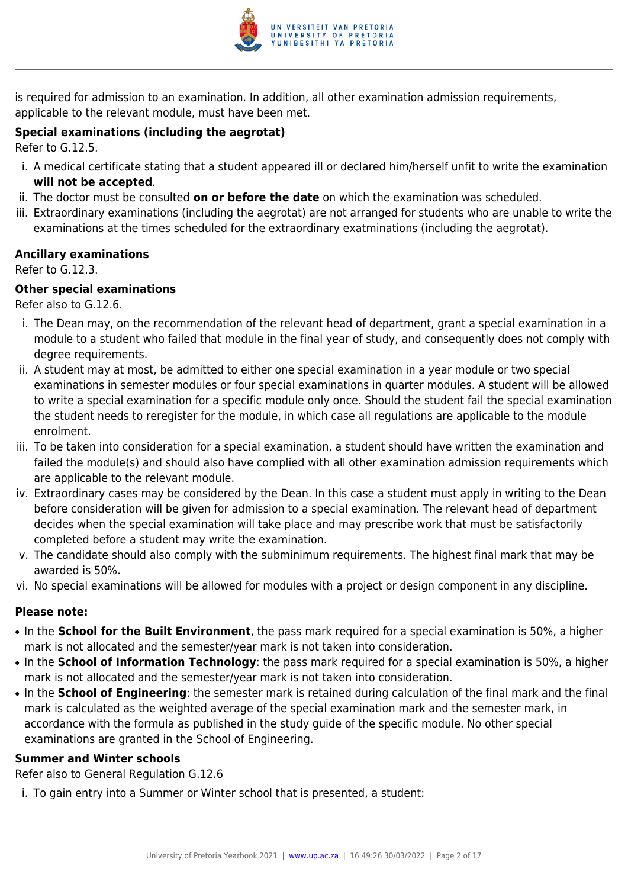is required for admission to an examination. In addition, all other examination admission requirements, applicable to the relevant module, must have been met.

**Special examinations (including the aegrotat)**

Refer to G.12.5.

i. A medical certificate stating that a student appeared ill or declared him/herself unfit to write the examination **will not be accepted**.
ii. The doctor must be consulted **on or before the date** on which the examination was scheduled.
iii. Extraordinary examinations (including the aegrotat) are not arranged for students who are unable to write the examinations at the times scheduled for the extraordinary exatminations (including the aegrotat).

**Ancillary examinations**

Refer to G.12.3.

**Other special examinations**

Refer also to G.12.6.

i. The Dean may, on the recommendation of the relevant head of department, grant a special examination in a module to a student who failed that module in the final year of study, and consequently does not comply with degree requirements.
ii. A student may at most, be admitted to either one special examination in a year module or two special examinations in semester modules or four special examinations in quarter modules. A student will be allowed to write a special examination for a specific module only once. Should the student fail the special examination the student needs to reregister for the module, in which case all regulations are applicable to the module enrolment.
iii. To be taken into consideration for a special examination, a student should have written the examination and failed the module(s) and should also have complied with all other examination admission requirements which are applicable to the relevant module.
iv. Extraordinary cases may be considered by the Dean. In this case a student must apply in writing to the Dean before consideration will be given for admission to a special examination. The relevant head of department decides when the special examination will take place and may prescribe work that must be satisfactorily completed before a student may write the examination.
v. The candidate should also comply with the subminimum requirements. The highest final mark that may be awarded is 50%.
vi. No special examinations will be allowed for modules with a project or design component in any discipline.

**Please note:**

- In the **School for the Built Environment**, the pass mark required for a special examination is 50%, a higher mark is not allocated and the semester/year mark is not taken into consideration.
- In the **School of Information Technology**: the pass mark required for a special examination is 50%, a higher mark is not allocated and the semester/year mark is not taken into consideration.
- In the **School of Engineering**: the semester mark is retained during calculation of the final mark and the final mark is calculated as the weighted average of the special examination mark and the semester mark, in accordance with the formula as published in the study guide of the specific module. No other special examinations are granted in the School of Engineering.

**Summer and Winter schools**

Refer also to General Regulation G.12.6

i. To gain entry into a Summer or Winter school that is presented, a student: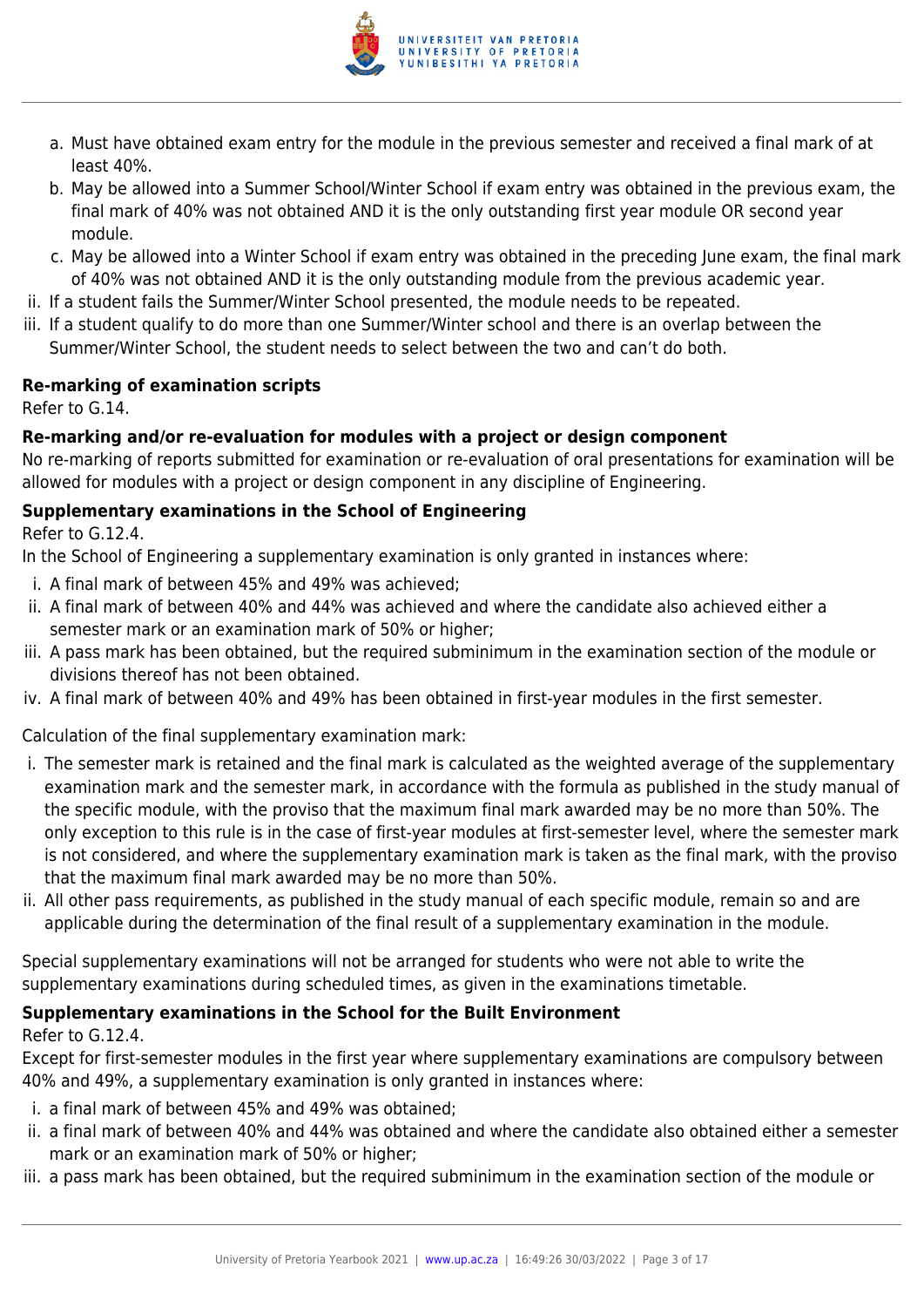a. Must have obtained exam entry for the module in the previous semester and received a final mark of at least 40%.
b. May be allowed into a Summer School/Winter School if exam entry was obtained in the previous exam, the final mark of 40% was not obtained AND it is the only outstanding first year module OR second year module.
c. May be allowed into a Winter School if exam entry was obtained in the preceding June exam, the final mark of 40% was not obtained AND it is the only outstanding module from the previous academic year.

ii. If a student fails the Summer/Winter School presented, the module needs to be repeated.
iii. If a student qualify to do more than one Summer/Winter school and there is an overlap between the Summer/Winter School, the student needs to select between the two and can't do both.

**Re-marking of examination scripts**

Refer to G.14.

**Re-marking and/or re-evaluation for modules with a project or design component**

No re-marking of reports submitted for examination or re-evaluation of oral presentations for examination will be allowed for modules with a project or design component in any discipline of Engineering.

**Supplementary examinations in the School of Engineering**

Refer to G.12.4.

In the School of Engineering a supplementary examination is only granted in instances where:

i. A final mark of between 45% and 49% was achieved;
ii. A final mark of between 40% and 44% was achieved and where the candidate also achieved either a semester mark or an examination mark of 50% or higher;
iii. A pass mark has been obtained, but the required subminimum in the examination section of the module or divisions thereof has not been obtained.
iv. A final mark of between 40% and 49% has been obtained in first-year modules in the first semester.

Calculation of the final supplementary examination mark:

i. The semester mark is retained and the final mark is calculated as the weighted average of the supplementary examination mark and the semester mark, in accordance with the formula as published in the study manual of the specific module, with the proviso that the maximum final mark awarded may be no more than 50%. The only exception to this rule is in the case of first-year modules at first-semester level, where the semester mark is not considered, and where the supplementary examination mark is taken as the final mark, with the proviso that the maximum final mark awarded may be no more than 50%.
ii. All other pass requirements, as published in the study manual of each specific module, remain so and are applicable during the determination of the final result of a supplementary examination in the module.

Special supplementary examinations will not be arranged for students who were not able to write the supplementary examinations during scheduled times, as given in the examinations timetable.

**Supplementary examinations in the School for the Built Environment**

Refer to G.12.4.

Except for first-semester modules in the first year where supplementary examinations are compulsory between 40% and 49%, a supplementary examination is only granted in instances where:

i. a final mark of between 45% and 49% was obtained;
ii. a final mark of between 40% and 44% was obtained and where the candidate also obtained either a semester mark or an examination mark of 50% or higher;
iii. a pass mark has been obtained, but the required subminimum in the examination section of the module or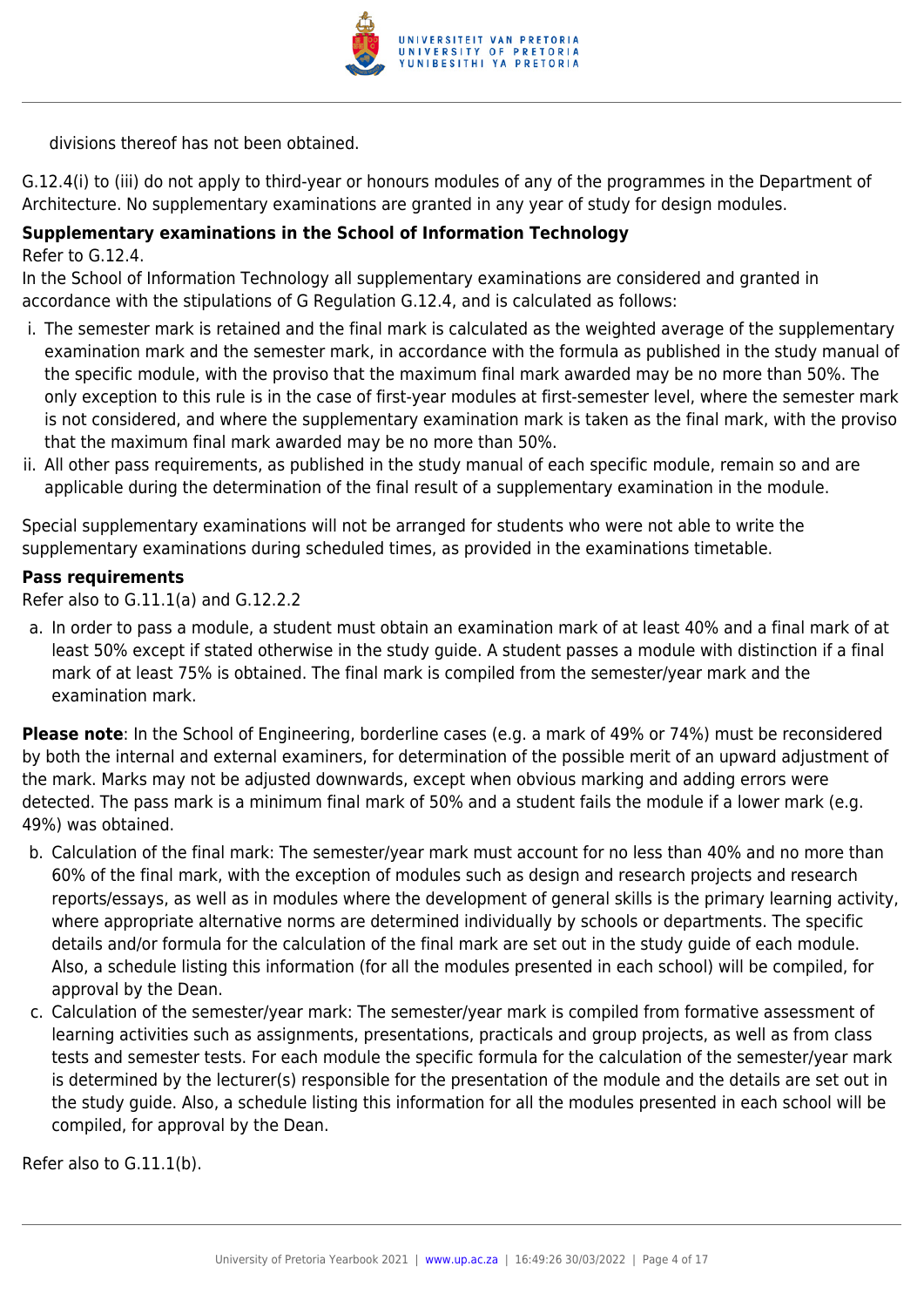divisions thereof has not been obtained.

G.12.4(i) to (iii) do not apply to third-year or honours modules of any of the programmes in the Department of Architecture. No supplementary examinations are granted in any year of study for design modules.

**Supplementary examinations in the School of Information Technology**

Refer to G.12.4.

In the School of Information Technology all supplementary examinations are considered and granted in accordance with the stipulations of G Regulation G.12.4, and is calculated as follows:

i. The semester mark is retained and the final mark is calculated as the weighted average of the supplementary examination mark and the semester mark, in accordance with the formula as published in the study manual of the specific module, with the proviso that the maximum final mark awarded may be no more than 50%. The only exception to this rule is in the case of first-year modules at first-semester level, where the semester mark is not considered, and where the supplementary examination mark is taken as the final mark, with the proviso that the maximum final mark awarded may be no more than 50%.
ii. All other pass requirements, as published in the study manual of each specific module, remain so and are applicable during the determination of the final result of a supplementary examination in the module.

Special supplementary examinations will not be arranged for students who were not able to write the supplementary examinations during scheduled times, as provided in the examinations timetable.

**Pass requirements**

Refer also to G.11.1(a) and G.12.2.2

a. In order to pass a module, a student must obtain an examination mark of at least 40% and a final mark of at least 50% except if stated otherwise in the study guide. A student passes a module with distinction if a final mark of at least 75% is obtained. The final mark is compiled from the semester/year mark and the examination mark.

**Please note**: In the School of Engineering, borderline cases (e.g. a mark of 49% or 74%) must be reconsidered by both the internal and external examiners, for determination of the possible merit of an upward adjustment of the mark. Marks may not be adjusted downwards, except when obvious marking and adding errors were detected. The pass mark is a minimum final mark of 50% and a student fails the module if a lower mark (e.g. 49%) was obtained.

b. Calculation of the final mark: The semester/year mark must account for no less than 40% and no more than 60% of the final mark, with the exception of modules such as design and research projects and research reports/essays, as well as in modules where the development of general skills is the primary learning activity, where appropriate alternative norms are determined individually by schools or departments. The specific details and/or formula for the calculation of the final mark are set out in the study guide of each module. Also, a schedule listing this information (for all the modules presented in each school) will be compiled, for approval by the Dean.
c. Calculation of the semester/year mark: The semester/year mark is compiled from formative assessment of learning activities such as assignments, presentations, practicals and group projects, as well as from class tests and semester tests. For each module the specific formula for the calculation of the semester/year mark is determined by the lecturer(s) responsible for the presentation of the module and the details are set out in the study guide. Also, a schedule listing this information for all the modules presented in each school will be compiled, for approval by the Dean.

Refer also to G.11.1(b).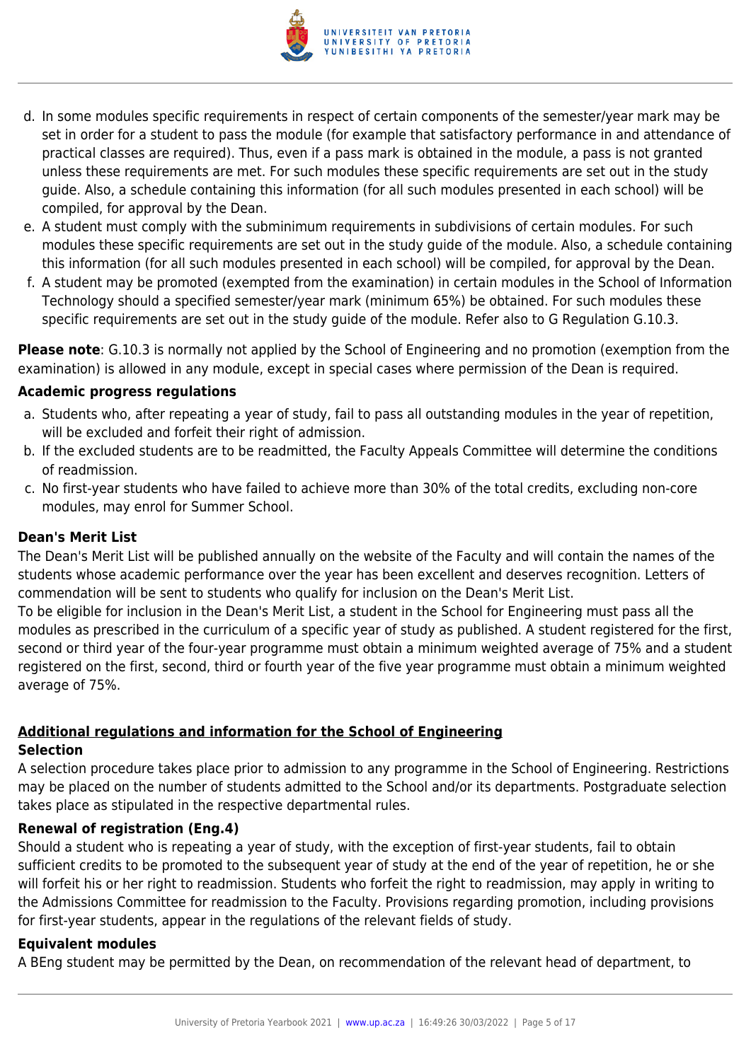d. In some modules specific requirements in respect of certain components of the semester/year mark may be set in order for a student to pass the module (for example that satisfactory performance in and attendance of practical classes are required). Thus, even if a pass mark is obtained in the module, a pass is not granted unless these requirements are met. For such modules these specific requirements are set out in the study guide. Also, a schedule containing this information (for all such modules presented in each school) will be compiled, for approval by the Dean.
e. A student must comply with the subminimum requirements in subdivisions of certain modules. For such modules these specific requirements are set out in the study guide of the module. Also, a schedule containing this information (for all such modules presented in each school) will be compiled, for approval by the Dean.
f. A student may be promoted (exempted from the examination) in certain modules in the School of Information Technology should a specified semester/year mark (minimum 65%) be obtained. For such modules these specific requirements are set out in the study guide of the module. Refer also to G Regulation G.10.3.

**Please note**: G.10.3 is normally not applied by the School of Engineering and no promotion (exemption from the examination) is allowed in any module, except in special cases where permission of the Dean is required.

### Academic progress regulations

a. Students who, after repeating a year of study, fail to pass all outstanding modules in the year of repetition, will be excluded and forfeit their right of admission.
b. If the excluded students are to be readmitted, the Faculty Appeals Committee will determine the conditions of readmission.
c. No first-year students who have failed to achieve more than 30% of the total credits, excluding non-core modules, may enrol for Summer School.

### Dean's Merit List

The Dean's Merit List will be published annually on the website of the Faculty and will contain the names of the students whose academic performance over the year has been excellent and deserves recognition. Letters of commendation will be sent to students who qualify for inclusion on the Dean's Merit List.
To be eligible for inclusion in the Dean's Merit List, a student in the School for Engineering must pass all the modules as prescribed in the curriculum of a specific year of study as published. A student registered for the first, second or third year of the four-year programme must obtain a minimum weighted average of 75% and a student registered on the first, second, third or fourth year of the five year programme must obtain a minimum weighted average of 75%.

## Additional regulations and information for the School of Engineering

### Selection

A selection procedure takes place prior to admission to any programme in the School of Engineering. Restrictions may be placed on the number of students admitted to the School and/or its departments. Postgraduate selection takes place as stipulated in the respective departmental rules.

### Renewal of registration (Eng.4)

Should a student who is repeating a year of study, with the exception of first-year students, fail to obtain sufficient credits to be promoted to the subsequent year of study at the end of the year of repetition, he or she will forfeit his or her right to readmission. Students who forfeit the right to readmission, may apply in writing to the Admissions Committee for readmission to the Faculty. Provisions regarding promotion, including provisions for first-year students, appear in the regulations of the relevant fields of study.

### Equivalent modules

A BEng student may be permitted by the Dean, on recommendation of the relevant head of department, to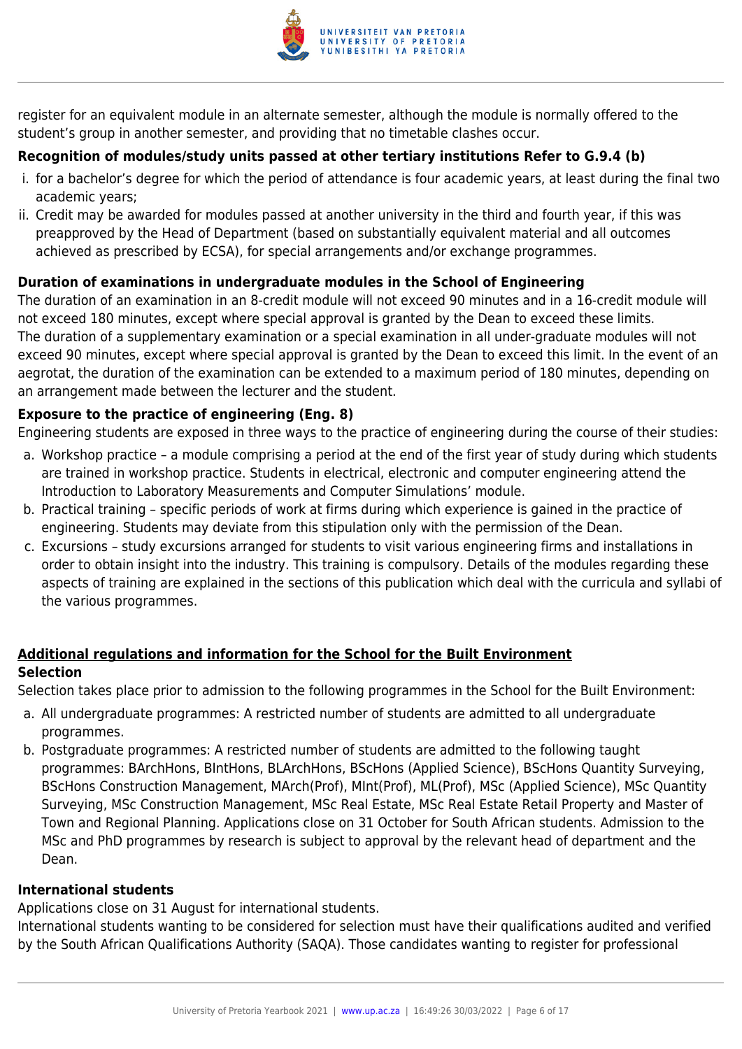register for an equivalent module in an alternate semester, although the module is normally offered to the student's group in another semester, and providing that no timetable clashes occur.

**Recognition of modules/study units passed at other tertiary institutions Refer to G.9.4 (b)**

i. for a bachelor's degree for which the period of attendance is four academic years, at least during the final two academic years;
ii. Credit may be awarded for modules passed at another university in the third and fourth year, if this was preapproved by the Head of Department (based on substantially equivalent material and all outcomes achieved as prescribed by ECSA), for special arrangements and/or exchange programmes.

**Duration of examinations in undergraduate modules in the School of Engineering**

The duration of an examination in an 8-credit module will not exceed 90 minutes and in a 16-credit module will not exceed 180 minutes, except where special approval is granted by the Dean to exceed these limits.
The duration of a supplementary examination or a special examination in all under-graduate modules will not exceed 90 minutes, except where special approval is granted by the Dean to exceed this limit. In the event of an aegrotat, the duration of the examination can be extended to a maximum period of 180 minutes, depending on an arrangement made between the lecturer and the student.

**Exposure to the practice of engineering (Eng. 8)**

Engineering students are exposed in three ways to the practice of engineering during the course of their studies:

a. Workshop practice – a module comprising a period at the end of the first year of study during which students are trained in workshop practice. Students in electrical, electronic and computer engineering attend the Introduction to Laboratory Measurements and Computer Simulations' module.
b. Practical training – specific periods of work at firms during which experience is gained in the practice of engineering. Students may deviate from this stipulation only with the permission of the Dean.
c. Excursions – study excursions arranged for students to visit various engineering firms and installations in order to obtain insight into the industry. This training is compulsory. Details of the modules regarding these aspects of training are explained in the sections of this publication which deal with the curricula and syllabi of the various programmes.

**Additional regulations and information for the School for the Built Environment**

**Selection**

Selection takes place prior to admission to the following programmes in the School for the Built Environment:

a. All undergraduate programmes: A restricted number of students are admitted to all undergraduate programmes.
b. Postgraduate programmes: A restricted number of students are admitted to the following taught programmes: BArchHons, BIntHons, BLArchHons, BScHons (Applied Science), BScHons Quantity Surveying, BScHons Construction Management, MArch(Prof), MInt(Prof), ML(Prof), MSc (Applied Science), MSc Quantity Surveying, MSc Construction Management, MSc Real Estate, MSc Real Estate Retail Property and Master of Town and Regional Planning. Applications close on 31 October for South African students. Admission to the MSc and PhD programmes by research is subject to approval by the relevant head of department and the Dean.

**International students**

Applications close on 31 August for international students.
International students wanting to be considered for selection must have their qualifications audited and verified by the South African Qualifications Authority (SAQA). Those candidates wanting to register for professional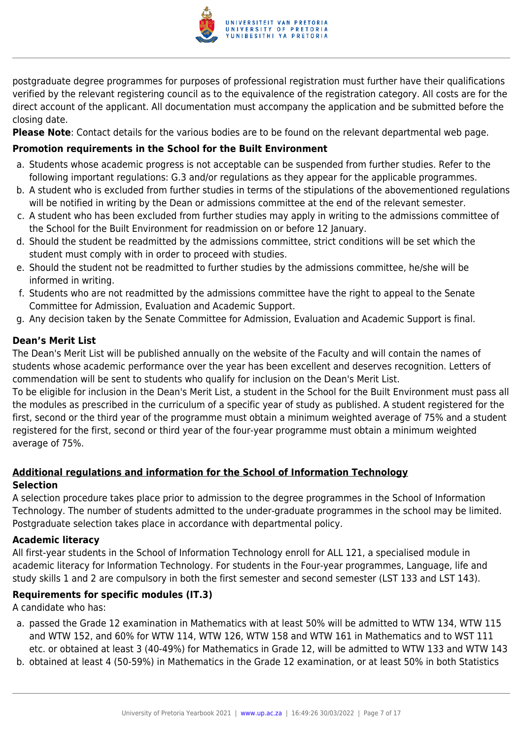postgraduate degree programmes for purposes of professional registration must further have their qualifications verified by the relevant registering council as to the equivalence of the registration category. All costs are for the direct account of the applicant. All documentation must accompany the application and be submitted before the closing date.

**Please Note**: Contact details for the various bodies are to be found on the relevant departmental web page.

**Promotion requirements in the School for the Built Environment**

a. Students whose academic progress is not acceptable can be suspended from further studies. Refer to the following important regulations: G.3 and/or regulations as they appear for the applicable programmes.
b. A student who is excluded from further studies in terms of the stipulations of the abovementioned regulations will be notified in writing by the Dean or admissions committee at the end of the relevant semester.
c. A student who has been excluded from further studies may apply in writing to the admissions committee of the School for the Built Environment for readmission on or before 12 January.
d. Should the student be readmitted by the admissions committee, strict conditions will be set which the student must comply with in order to proceed with studies.
e. Should the student not be readmitted to further studies by the admissions committee, he/she will be informed in writing.
f. Students who are not readmitted by the admissions committee have the right to appeal to the Senate Committee for Admission, Evaluation and Academic Support.
g. Any decision taken by the Senate Committee for Admission, Evaluation and Academic Support is final.

**Dean's Merit List**

The Dean's Merit List will be published annually on the website of the Faculty and will contain the names of students whose academic performance over the year has been excellent and deserves recognition. Letters of commendation will be sent to students who qualify for inclusion on the Dean's Merit List.

To be eligible for inclusion in the Dean's Merit List, a student in the School for the Built Environment must pass all the modules as prescribed in the curriculum of a specific year of study as published. A student registered for the first, second or the third year of the programme must obtain a minimum weighted average of 75% and a student registered for the first, second or third year of the four-year programme must obtain a minimum weighted average of 75%.

**Additional regulations and information for the School of Information Technology**

**Selection**

A selection procedure takes place prior to admission to the degree programmes in the School of Information Technology. The number of students admitted to the under-graduate programmes in the school may be limited. Postgraduate selection takes place in accordance with departmental policy.

**Academic literacy**

All first-year students in the School of Information Technology enroll for ALL 121, a specialised module in academic literacy for Information Technology. For students in the Four-year programmes, Language, life and study skills 1 and 2 are compulsory in both the first semester and second semester (LST 133 and LST 143).

**Requirements for specific modules (IT.3)**

A candidate who has:

a. passed the Grade 12 examination in Mathematics with at least 50% will be admitted to WTW 134, WTW 115 and WTW 152, and 60% for WTW 114, WTW 126, WTW 158 and WTW 161 in Mathematics and to WST 111 etc. or obtained at least 3 (40-49%) for Mathematics in Grade 12, will be admitted to WTW 133 and WTW 143
b. obtained at least 4 (50-59%) in Mathematics in the Grade 12 examination, or at least 50% in both Statistics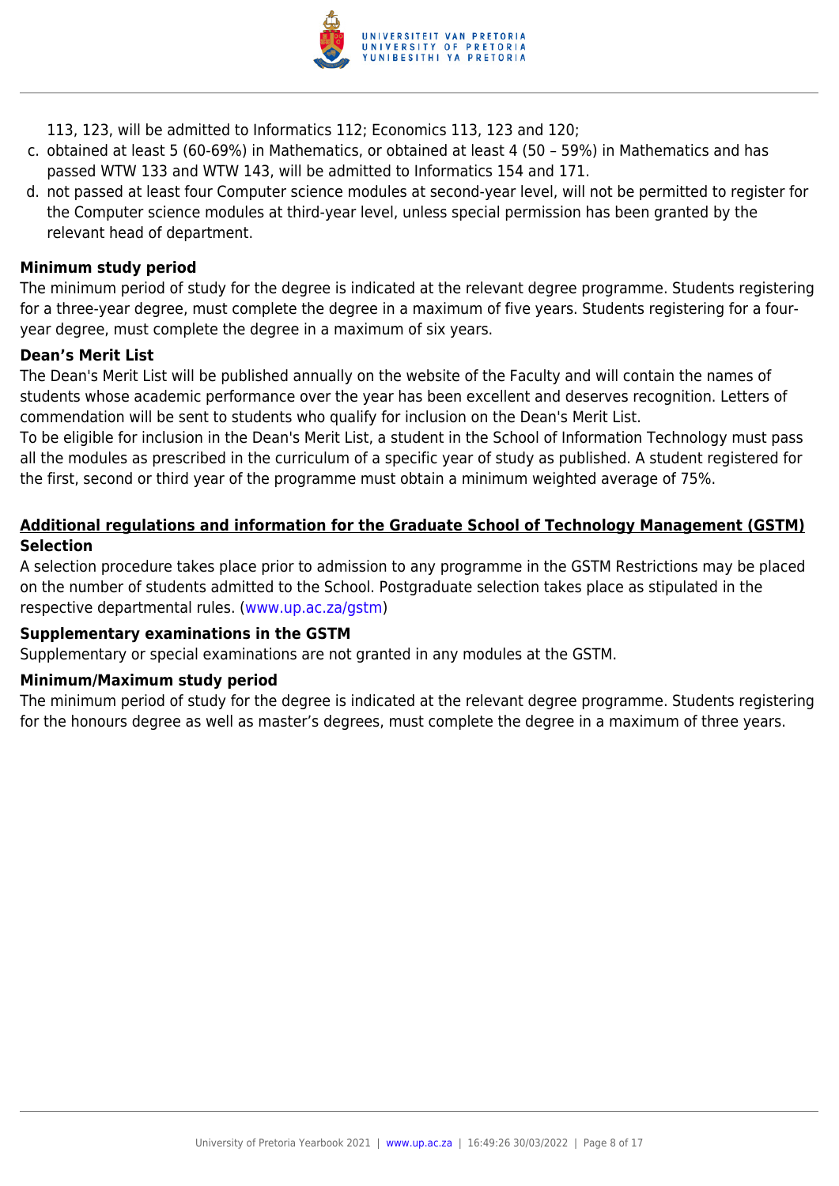113, 123, will be admitted to Informatics 112; Economics 113, 123 and 120;

c. obtained at least 5 (60-69%) in Mathematics, or obtained at least 4 (50 – 59%) in Mathematics and has passed WTW 133 and WTW 143, will be admitted to Informatics 154 and 171.
d. not passed at least four Computer science modules at second-year level, will not be permitted to register for the Computer science modules at third-year level, unless special permission has been granted by the relevant head of department.

**Minimum study period**

The minimum period of study for the degree is indicated at the relevant degree programme. Students registering for a three-year degree, must complete the degree in a maximum of five years. Students registering for a four-year degree, must complete the degree in a maximum of six years.

**Dean's Merit List**

The Dean's Merit List will be published annually on the website of the Faculty and will contain the names of students whose academic performance over the year has been excellent and deserves recognition. Letters of commendation will be sent to students who qualify for inclusion on the Dean's Merit List.
To be eligible for inclusion in the Dean's Merit List, a student in the School of Information Technology must pass all the modules as prescribed in the curriculum of a specific year of study as published. A student registered for the first, second or third year of the programme must obtain a minimum weighted average of 75%.

**Additional regulations and information for the Graduate School of Technology Management (GSTM)**

**Selection**

A selection procedure takes place prior to admission to any programme in the GSTM Restrictions may be placed on the number of students admitted to the School. Postgraduate selection takes place as stipulated in the respective departmental rules. (www.up.ac.za/gstm)

**Supplementary examinations in the GSTM**

Supplementary or special examinations are not granted in any modules at the GSTM.

**Minimum/Maximum study period**

The minimum period of study for the degree is indicated at the relevant degree programme. Students registering for the honours degree as well as master's degrees, must complete the degree in a maximum of three years.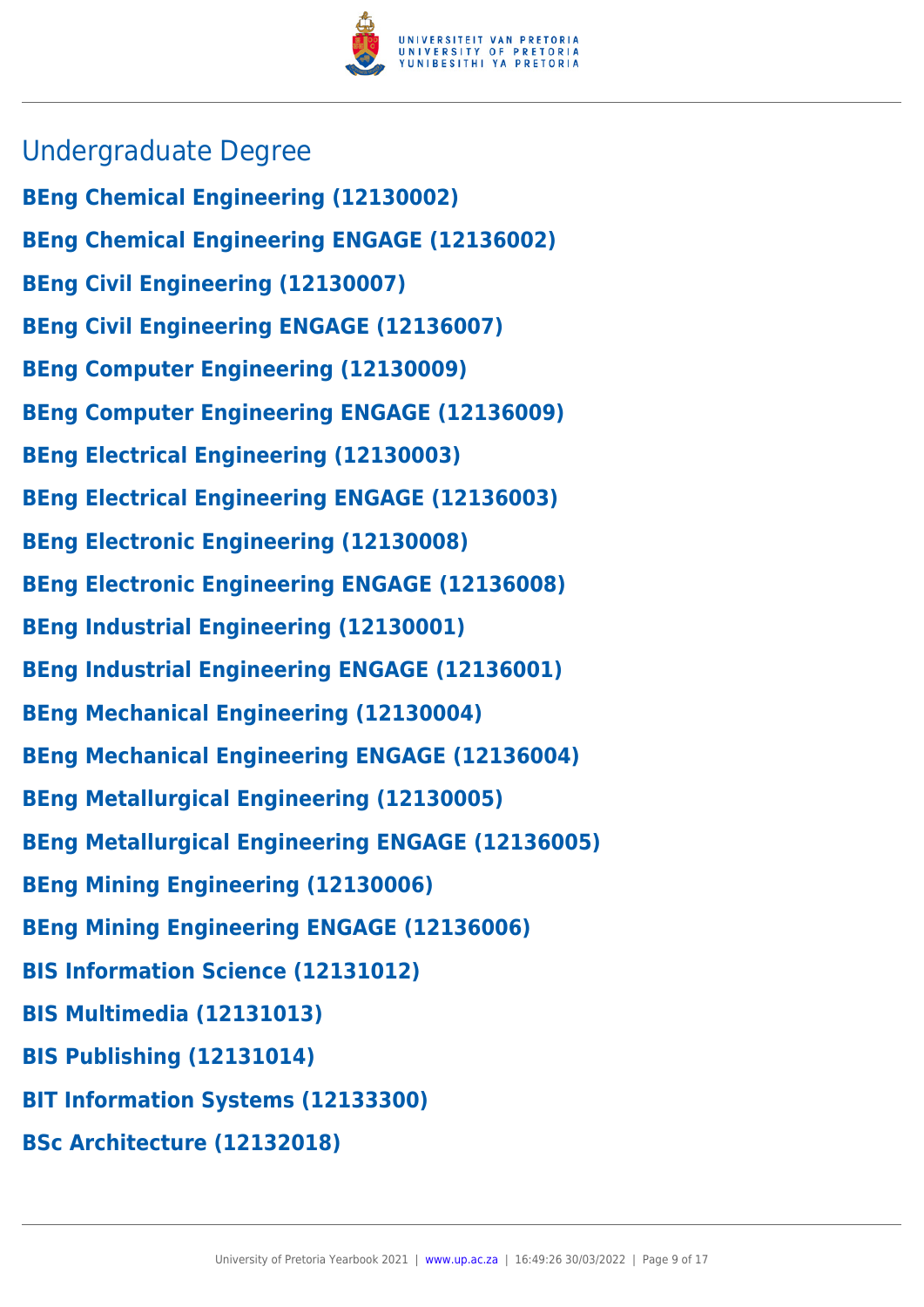## Undergraduate Degree

**BEng Chemical Engineering (12130002)**

**BEng Chemical Engineering ENGAGE (12136002)**

**BEng Civil Engineering (12130007)**

**BEng Civil Engineering ENGAGE (12136007)**

**BEng Computer Engineering (12130009)**

**BEng Computer Engineering ENGAGE (12136009)**

**BEng Electrical Engineering (12130003)**

**BEng Electrical Engineering ENGAGE (12136003)**

**BEng Electronic Engineering (12130008)**

**BEng Electronic Engineering ENGAGE (12136008)**

**BEng Industrial Engineering (12130001)**

**BEng Industrial Engineering ENGAGE (12136001)**

**BEng Mechanical Engineering (12130004)**

**BEng Mechanical Engineering ENGAGE (12136004)**

**BEng Metallurgical Engineering (12130005)**

**BEng Metallurgical Engineering ENGAGE (12136005)**

**BEng Mining Engineering (12130006)**

**BEng Mining Engineering ENGAGE (12136006)**

**BIS Information Science (12131012)**

**BIS Multimedia (12131013)**

**BIS Publishing (12131014)**

**BIT Information Systems (12133300)**

**BSc Architecture (12132018)**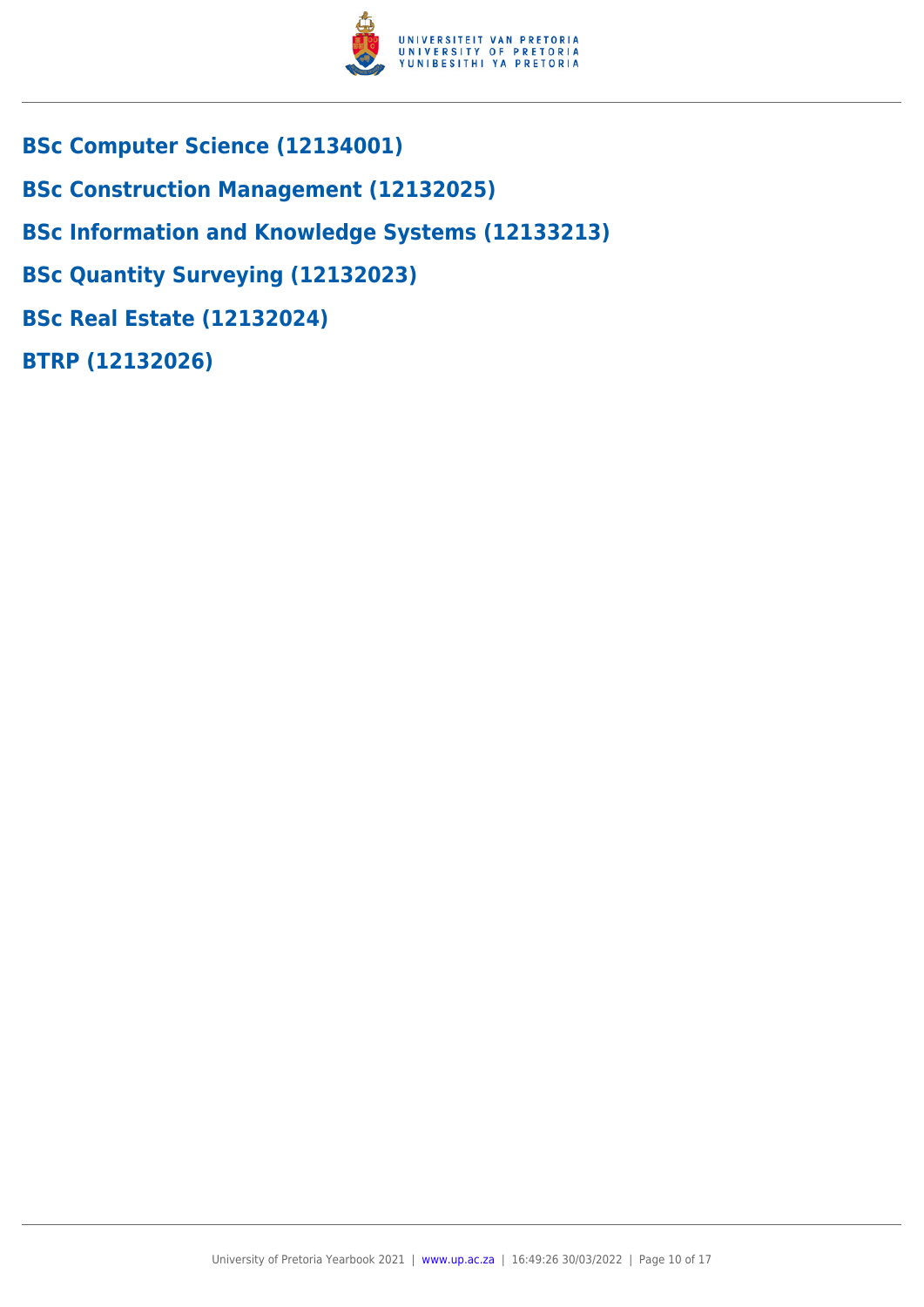## BSc Computer Science (12134001)

## BSc Construction Management (12132025)

## BSc Information and Knowledge Systems (12133213)

## BSc Quantity Surveying (12132023)

## BSc Real Estate (12132024)

## BTRP (12132026)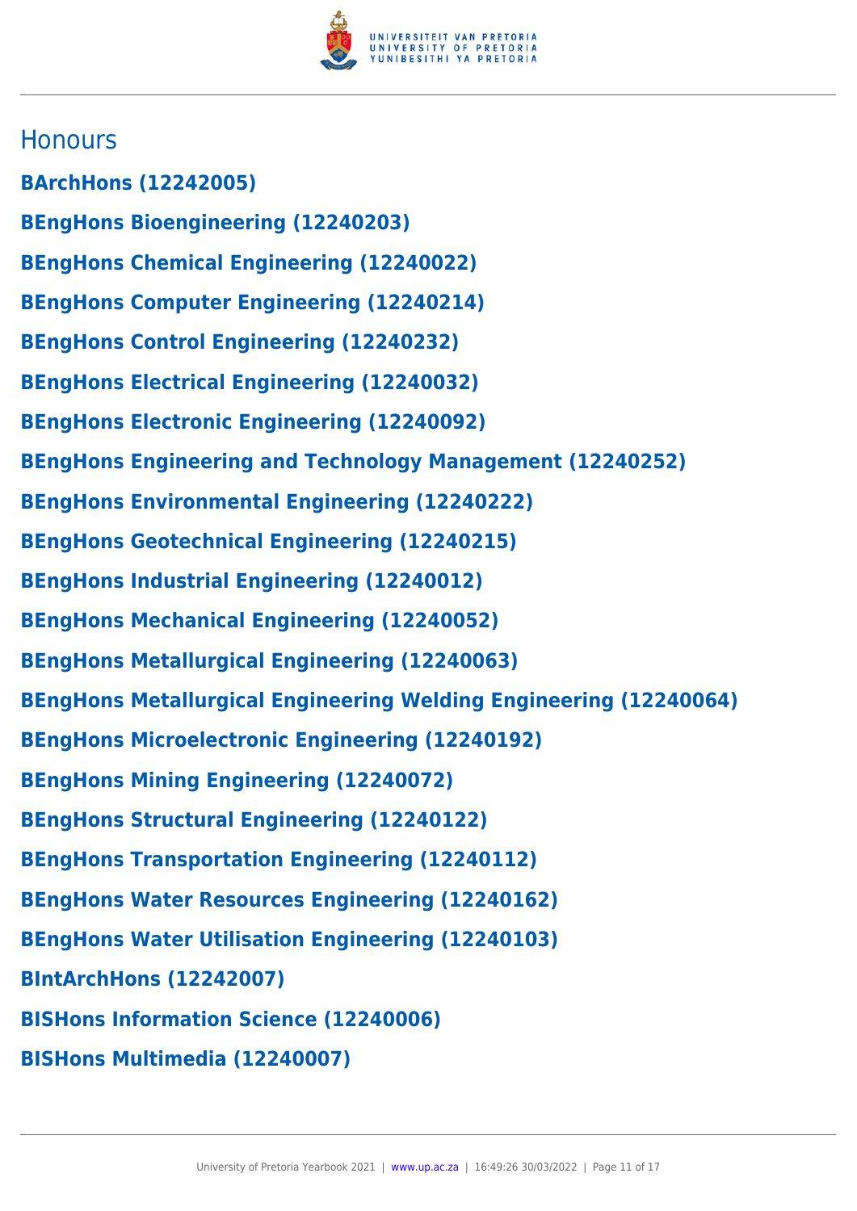## Honours

**BArchHons (12242005)**

**BEngHons Bioengineering (12240203)**

**BEngHons Chemical Engineering (12240022)**

**BEngHons Computer Engineering (12240214)**

**BEngHons Control Engineering (12240232)**

**BEngHons Electrical Engineering (12240032)**

**BEngHons Electronic Engineering (12240092)**

**BEngHons Engineering and Technology Management (12240252)**

**BEngHons Environmental Engineering (12240222)**

**BEngHons Geotechnical Engineering (12240215)**

**BEngHons Industrial Engineering (12240012)**

**BEngHons Mechanical Engineering (12240052)**

**BEngHons Metallurgical Engineering (12240063)**

**BEngHons Metallurgical Engineering Welding Engineering (12240064)**

**BEngHons Microelectronic Engineering (12240192)**

**BEngHons Mining Engineering (12240072)**

**BEngHons Structural Engineering (12240122)**

**BEngHons Transportation Engineering (12240112)**

**BEngHons Water Resources Engineering (12240162)**

**BEngHons Water Utilisation Engineering (12240103)**

**BIntArchHons (12242007)**

**BISHons Information Science (12240006)**

**BISHons Multimedia (12240007)**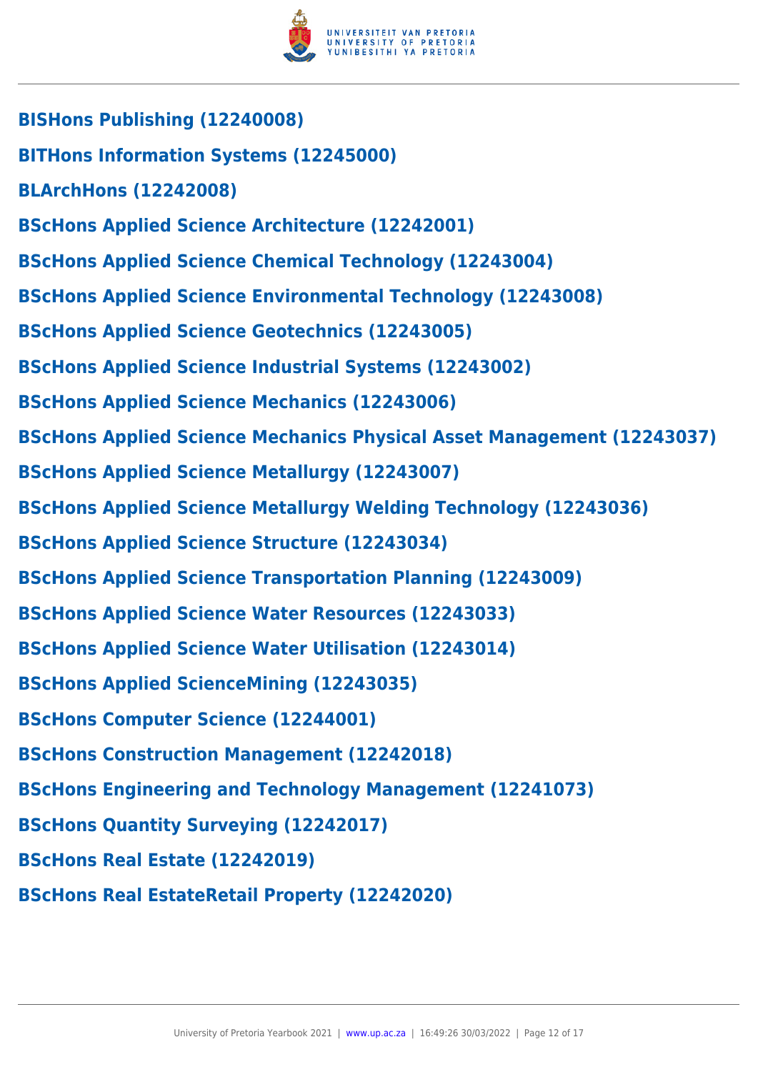**BISHons Publishing (12240008)**

**BITHons Information Systems (12245000)**

**BLArchHons (12242008)**

**BScHons Applied Science Architecture (12242001)**

**BScHons Applied Science Chemical Technology (12243004)**

**BScHons Applied Science Environmental Technology (12243008)**

**BScHons Applied Science Geotechnics (12243005)**

**BScHons Applied Science Industrial Systems (12243002)**

**BScHons Applied Science Mechanics (12243006)**

**BScHons Applied Science Mechanics Physical Asset Management (12243037)**

**BScHons Applied Science Metallurgy (12243007)**

**BScHons Applied Science Metallurgy Welding Technology (12243036)**

**BScHons Applied Science Structure (12243034)**

**BScHons Applied Science Transportation Planning (12243009)**

**BScHons Applied Science Water Resources (12243033)**

**BScHons Applied Science Water Utilisation (12243014)**

**BScHons Applied ScienceMining (12243035)**

**BScHons Computer Science (12244001)**

**BScHons Construction Management (12242018)**

**BScHons Engineering and Technology Management (12241073)**

**BScHons Quantity Surveying (12242017)**

**BScHons Real Estate (12242019)**

**BScHons Real EstateRetail Property (12242020)**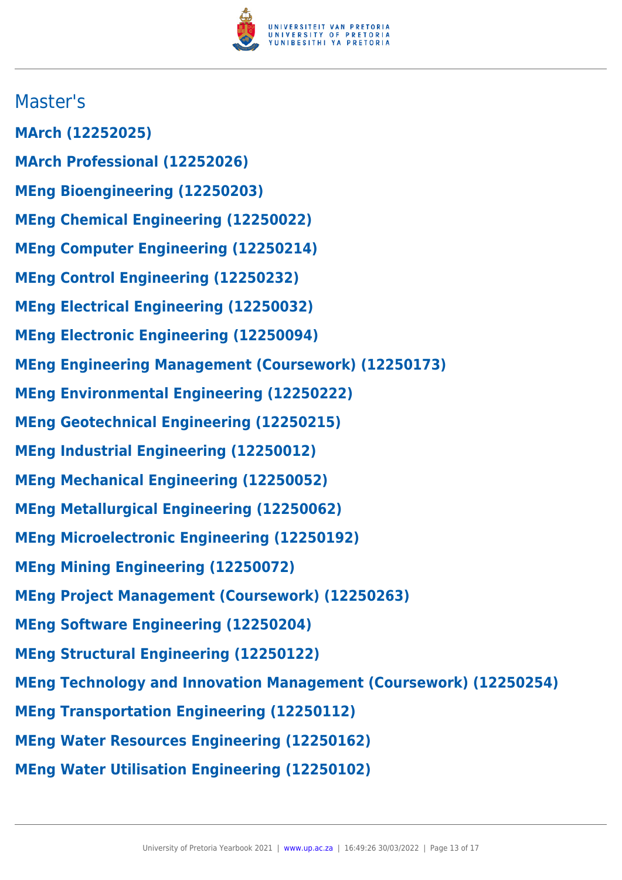## Master's

**MArch (12252025)**

**MArch Professional (12252026)**

**MEng Bioengineering (12250203)**

**MEng Chemical Engineering (12250022)**

**MEng Computer Engineering (12250214)**

**MEng Control Engineering (12250232)**

**MEng Electrical Engineering (12250032)**

**MEng Electronic Engineering (12250094)**

**MEng Engineering Management (Coursework) (12250173)**

**MEng Environmental Engineering (12250222)**

**MEng Geotechnical Engineering (12250215)**

**MEng Industrial Engineering (12250012)**

**MEng Mechanical Engineering (12250052)**

**MEng Metallurgical Engineering (12250062)**

**MEng Microelectronic Engineering (12250192)**

**MEng Mining Engineering (12250072)**

**MEng Project Management (Coursework) (12250263)**

**MEng Software Engineering (12250204)**

**MEng Structural Engineering (12250122)**

**MEng Technology and Innovation Management (Coursework) (12250254)**

**MEng Transportation Engineering (12250112)**

**MEng Water Resources Engineering (12250162)**

**MEng Water Utilisation Engineering (12250102)**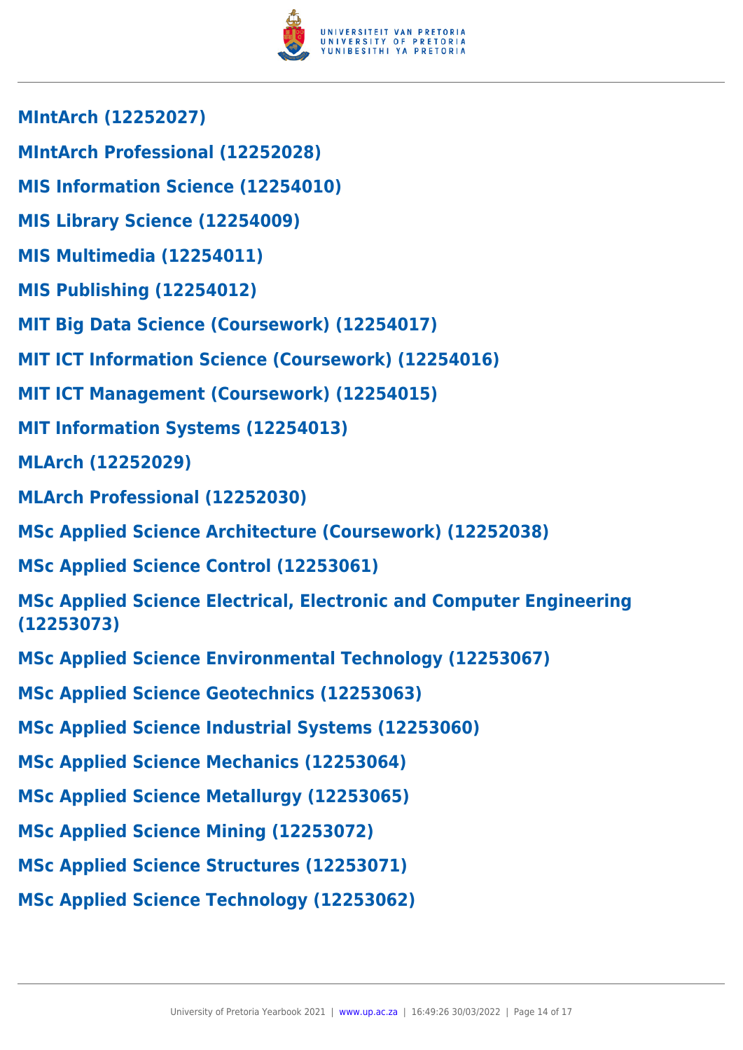**MIntArch (12252027)**

**MIntArch Professional (12252028)**

**MIS Information Science (12254010)**

**MIS Library Science (12254009)**

**MIS Multimedia (12254011)**

**MIS Publishing (12254012)**

**MIT Big Data Science (Coursework) (12254017)**

**MIT ICT Information Science (Coursework) (12254016)**

**MIT ICT Management (Coursework) (12254015)**

**MIT Information Systems (12254013)**

**MLArch (12252029)**

**MLArch Professional (12252030)**

**MSc Applied Science Architecture (Coursework) (12252038)**

**MSc Applied Science Control (12253061)**

**MSc Applied Science Electrical, Electronic and Computer Engineering (12253073)**

**MSc Applied Science Environmental Technology (12253067)**

**MSc Applied Science Geotechnics (12253063)**

**MSc Applied Science Industrial Systems (12253060)**

**MSc Applied Science Mechanics (12253064)**

**MSc Applied Science Metallurgy (12253065)**

**MSc Applied Science Mining (12253072)**

**MSc Applied Science Structures (12253071)**

**MSc Applied Science Technology (12253062)**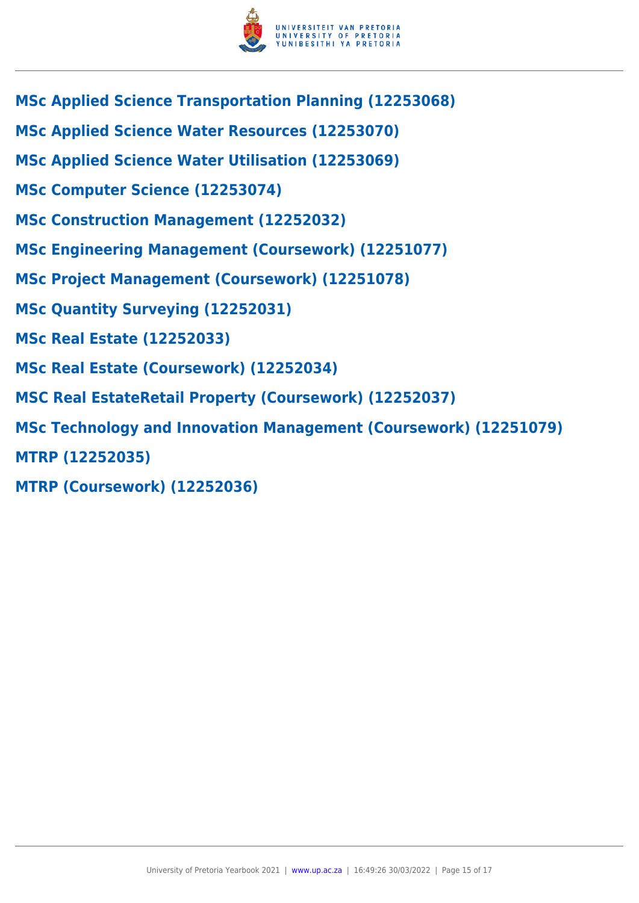**MSc Applied Science Transportation Planning (12253068)**

**MSc Applied Science Water Resources (12253070)**

**MSc Applied Science Water Utilisation (12253069)**

**MSc Computer Science (12253074)**

**MSc Construction Management (12252032)**

**MSc Engineering Management (Coursework) (12251077)**

**MSc Project Management (Coursework) (12251078)**

**MSc Quantity Surveying (12252031)**

**MSc Real Estate (12252033)**

**MSc Real Estate (Coursework) (12252034)**

**MSC Real EstateRetail Property (Coursework) (12252037)**

**MSc Technology and Innovation Management (Coursework) (12251079)**

**MTRP (12252035)**

**MTRP (Coursework) (12252036)**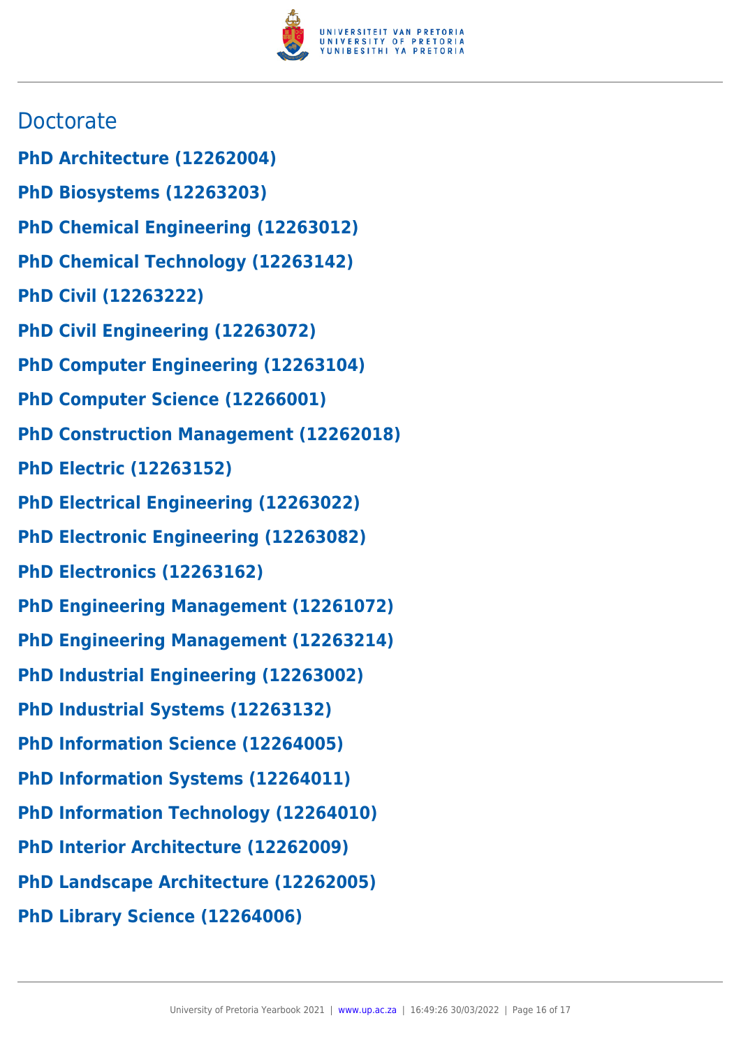## Doctorate

**PhD Architecture (12262004)**

**PhD Biosystems (12263203)**

**PhD Chemical Engineering (12263012)**

**PhD Chemical Technology (12263142)**

**PhD Civil (12263222)**

**PhD Civil Engineering (12263072)**

**PhD Computer Engineering (12263104)**

**PhD Computer Science (12266001)**

**PhD Construction Management (12262018)**

**PhD Electric (12263152)**

**PhD Electrical Engineering (12263022)**

**PhD Electronic Engineering (12263082)**

**PhD Electronics (12263162)**

**PhD Engineering Management (12261072)**

**PhD Engineering Management (12263214)**

**PhD Industrial Engineering (12263002)**

**PhD Industrial Systems (12263132)**

**PhD Information Science (12264005)**

**PhD Information Systems (12264011)**

**PhD Information Technology (12264010)**

**PhD Interior Architecture (12262009)**

**PhD Landscape Architecture (12262005)**

**PhD Library Science (12264006)**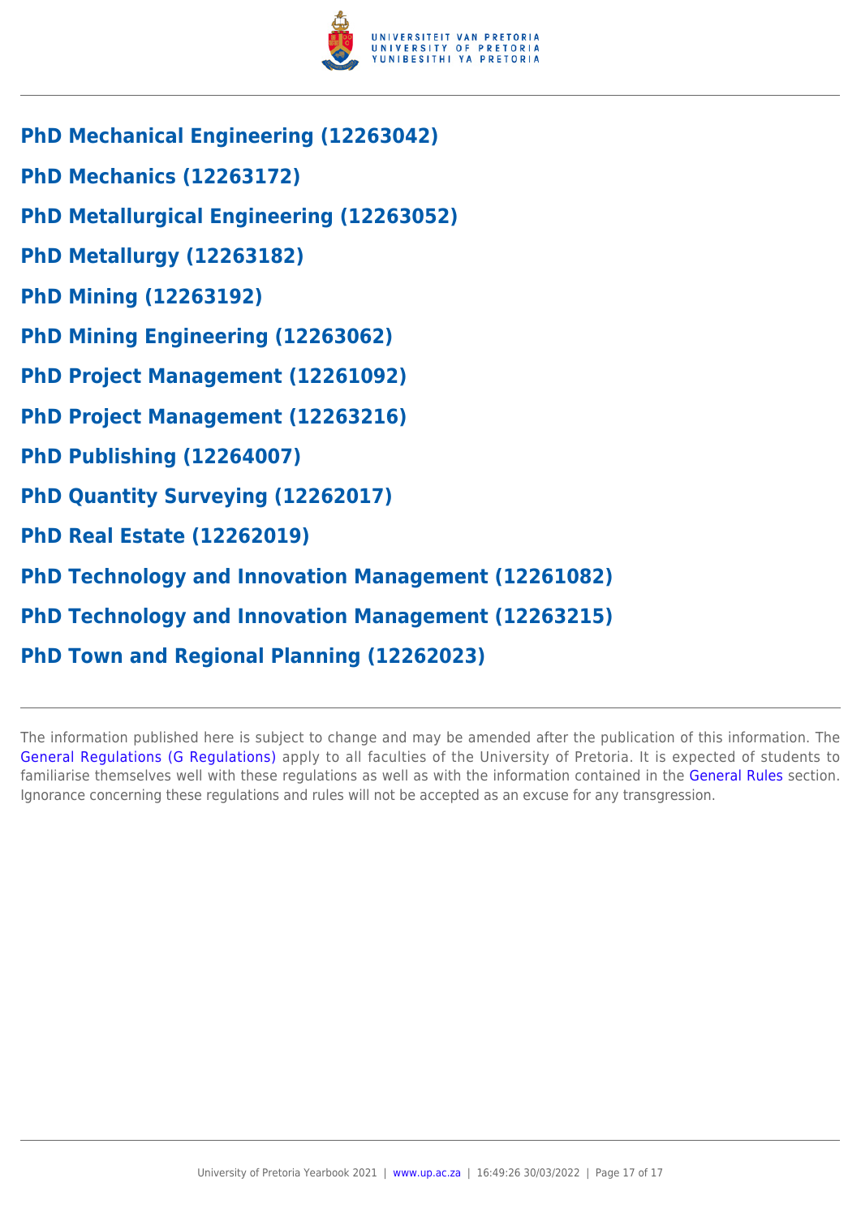**PhD Mechanical Engineering (12263042)**

**PhD Mechanics (12263172)**

**PhD Metallurgical Engineering (12263052)**

**PhD Metallurgy (12263182)**

**PhD Mining (12263192)**

**PhD Mining Engineering (12263062)**

**PhD Project Management (12261092)**

**PhD Project Management (12263216)**

**PhD Publishing (12264007)**

**PhD Quantity Surveying (12262017)**

**PhD Real Estate (12262019)**

**PhD Technology and Innovation Management (12261082)**

**PhD Technology and Innovation Management (12263215)**

**PhD Town and Regional Planning (12262023)**

---

The information published here is subject to change and may be amended after the publication of this information. The General Regulations (G Regulations) apply to all faculties of the University of Pretoria. It is expected of students to familiarise themselves well with these regulations as well as with the information contained in the General Rules section. Ignorance concerning these regulations and rules will not be accepted as an excuse for any transgression.